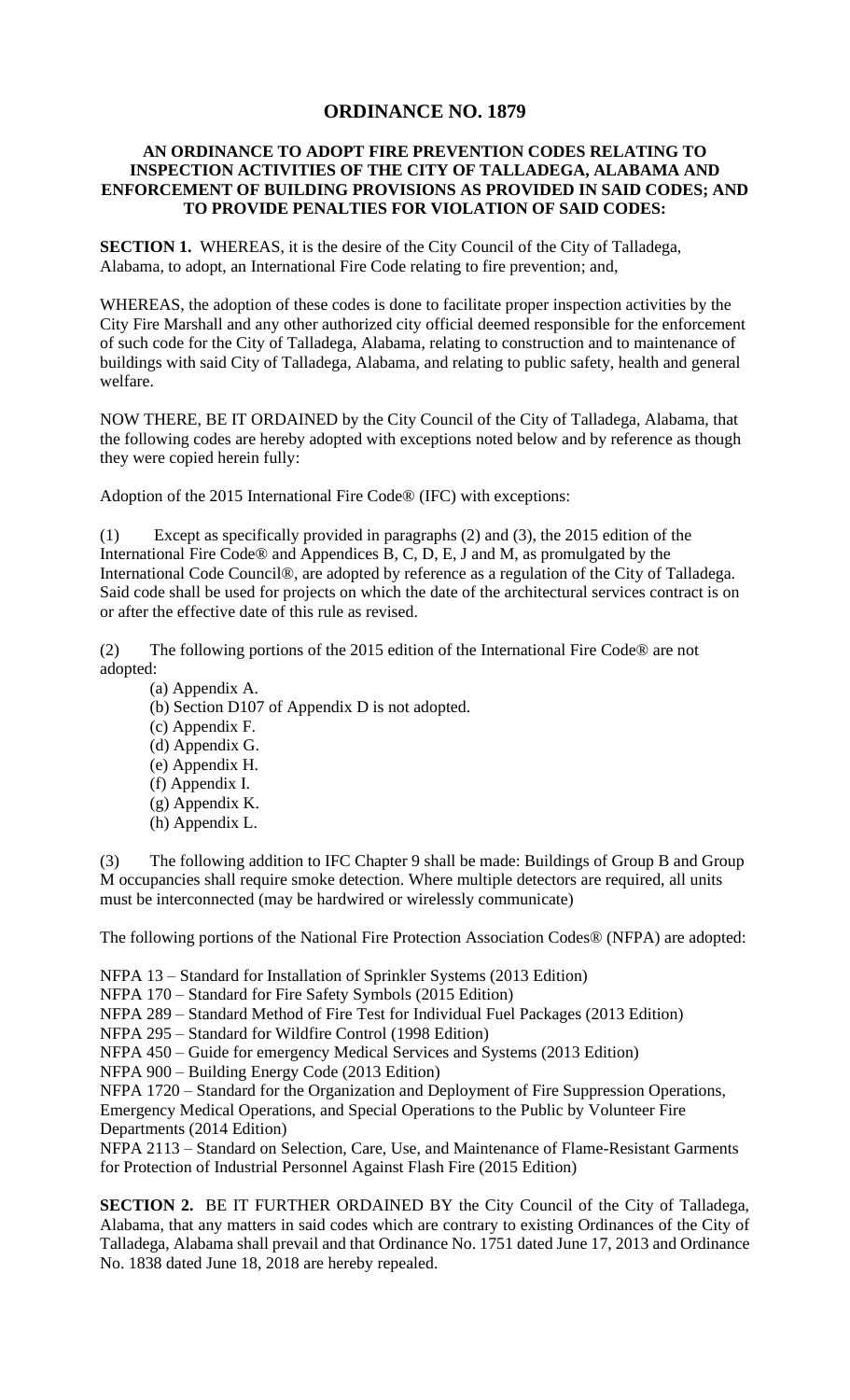# ORDINANCE NO. 1879

**AN ORDINANCE TO ADOPT FIRE PREVENTION CODES RELATING TO INSPECTION ACTIVITIES OF THE CITY OF TALLADEGA, ALABAMA AND ENFORCEMENT OF BUILDING PROVISIONS AS PROVIDED IN SAID CODES; AND TO PROVIDE PENALTIES FOR VIOLATION OF SAID CODES:**

**SECTION 1.** WHEREAS, it is the desire of the City Council of the City of Talladega, Alabama, to adopt, an International Fire Code relating to fire prevention; and,

WHEREAS, the adoption of these codes is done to facilitate proper inspection activities by the City Fire Marshall and any other authorized city official deemed responsible for the enforcement of such code for the City of Talladega, Alabama, relating to construction and to maintenance of buildings with said City of Talladega, Alabama, and relating to public safety, health and general welfare.

NOW THERE, BE IT ORDAINED by the City Council of the City of Talladega, Alabama, that the following codes are hereby adopted with exceptions noted below and by reference as though they were copied herein fully:

Adoption of the 2015 International Fire Code® (IFC) with exceptions:

(1) Except as specifically provided in paragraphs (2) and (3), the 2015 edition of the International Fire Code® and Appendices B, C, D, E, J and M, as promulgated by the International Code Council®, are adopted by reference as a regulation of the City of Talladega. Said code shall be used for projects on which the date of the architectural services contract is on or after the effective date of this rule as revised.

(2) The following portions of the 2015 edition of the International Fire Code® are not adopted:

(a) Appendix A.
(b) Section D107 of Appendix D is not adopted.
(c) Appendix F.
(d) Appendix G.
(e) Appendix H.
(f) Appendix I.
(g) Appendix K.
(h) Appendix L.

(3) The following addition to IFC Chapter 9 shall be made: Buildings of Group B and Group M occupancies shall require smoke detection. Where multiple detectors are required, all units must be interconnected (may be hardwired or wirelessly communicate)

The following portions of the National Fire Protection Association Codes® (NFPA) are adopted:

NFPA 13 – Standard for Installation of Sprinkler Systems (2013 Edition)
NFPA 170 – Standard for Fire Safety Symbols (2015 Edition)
NFPA 289 – Standard Method of Fire Test for Individual Fuel Packages (2013 Edition)
NFPA 295 – Standard for Wildfire Control (1998 Edition)
NFPA 450 – Guide for emergency Medical Services and Systems (2013 Edition)
NFPA 900 – Building Energy Code (2013 Edition)
NFPA 1720 – Standard for the Organization and Deployment of Fire Suppression Operations, Emergency Medical Operations, and Special Operations to the Public by Volunteer Fire Departments (2014 Edition)
NFPA 2113 – Standard on Selection, Care, Use, and Maintenance of Flame-Resistant Garments for Protection of Industrial Personnel Against Flash Fire (2015 Edition)

**SECTION 2.** BE IT FURTHER ORDAINED BY the City Council of the City of Talladega, Alabama, that any matters in said codes which are contrary to existing Ordinances of the City of Talladega, Alabama shall prevail and that Ordinance No. 1751 dated June 17, 2013 and Ordinance No. 1838 dated June 18, 2018 are hereby repealed.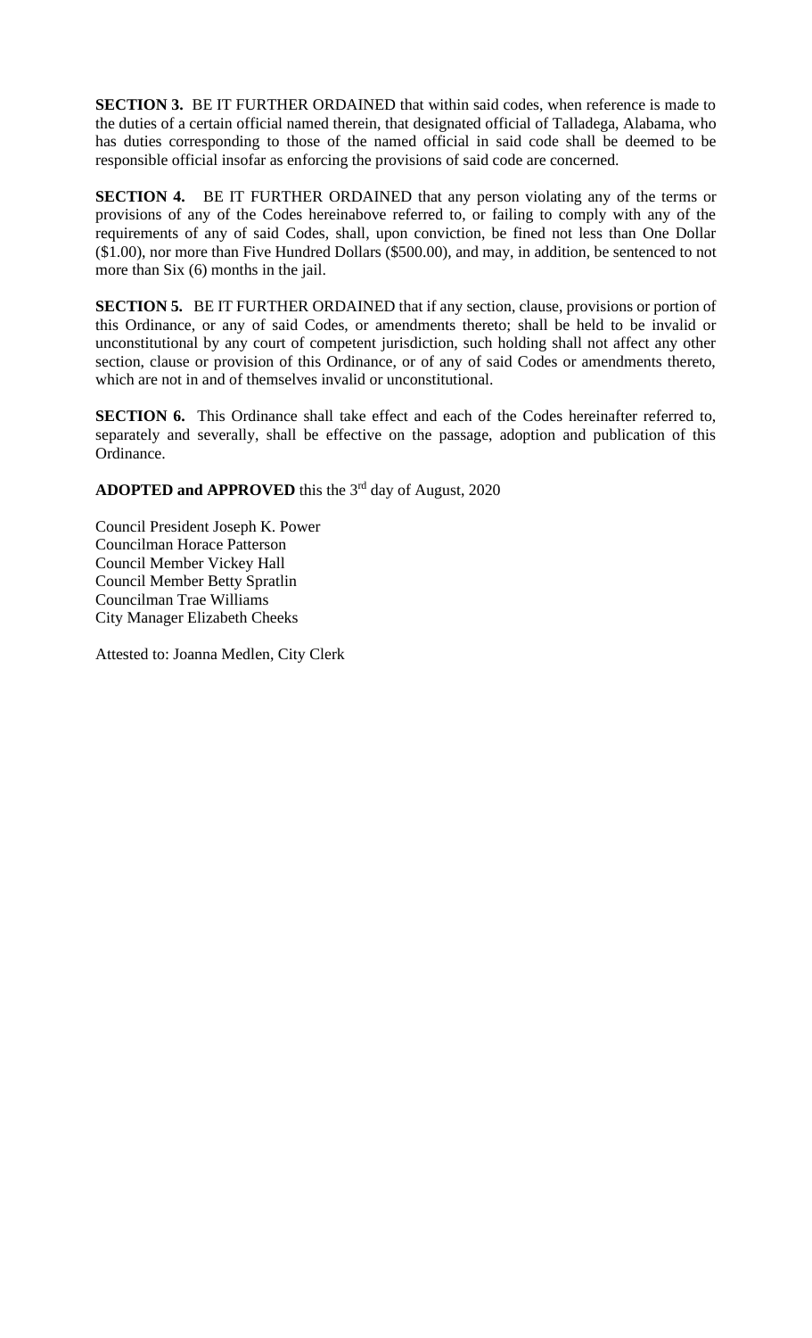**SECTION 3.** BE IT FURTHER ORDAINED that within said codes, when reference is made to the duties of a certain official named therein, that designated official of Talladega, Alabama, who has duties corresponding to those of the named official in said code shall be deemed to be responsible official insofar as enforcing the provisions of said code are concerned.

**SECTION 4.** BE IT FURTHER ORDAINED that any person violating any of the terms or provisions of any of the Codes hereinabove referred to, or failing to comply with any of the requirements of any of said Codes, shall, upon conviction, be fined not less than One Dollar ($1.00), nor more than Five Hundred Dollars ($500.00), and may, in addition, be sentenced to not more than Six (6) months in the jail.

**SECTION 5.** BE IT FURTHER ORDAINED that if any section, clause, provisions or portion of this Ordinance, or any of said Codes, or amendments thereto; shall be held to be invalid or unconstitutional by any court of competent jurisdiction, such holding shall not affect any other section, clause or provision of this Ordinance, or of any of said Codes or amendments thereto, which are not in and of themselves invalid or unconstitutional.

**SECTION 6.** This Ordinance shall take effect and each of the Codes hereinafter referred to, separately and severally, shall be effective on the passage, adoption and publication of this Ordinance.

**ADOPTED and APPROVED** this the 3rd day of August, 2020

Council President Joseph K. Power
Councilman Horace Patterson
Council Member Vickey Hall
Council Member Betty Spratlin
Councilman Trae Williams
City Manager Elizabeth Cheeks

Attested to: Joanna Medlen, City Clerk